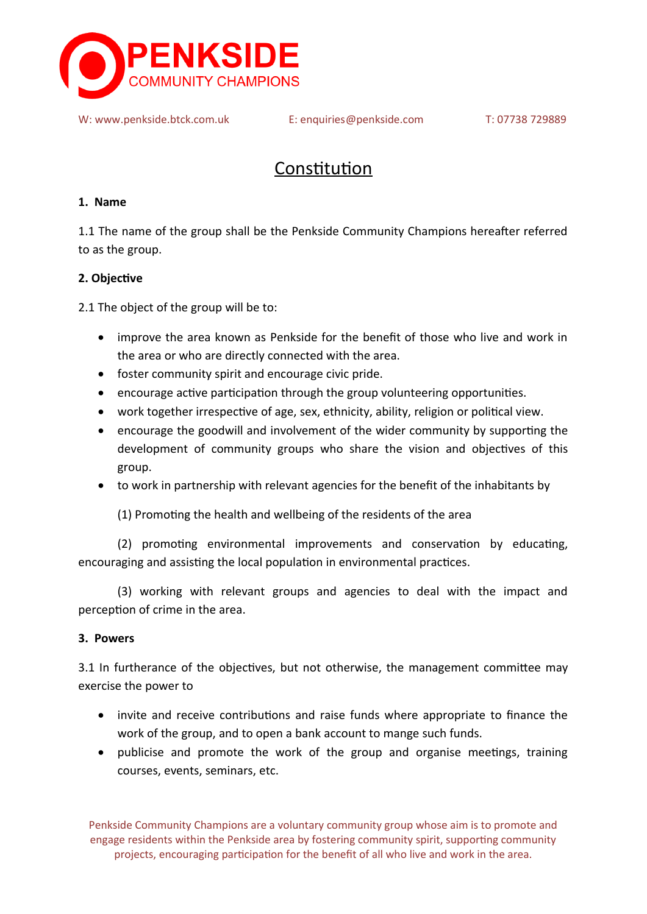# PENKSIDE
COMMUNITY CHAMPIONS

W: www.penkside.btck.com.uk E: enquiries@penkside.com T: 07738 729889

## Constitution

**1. Name**

1.1 The name of the group shall be the Penkside Community Champions hereafter referred to as the group.

**2. Objective**

2.1 The object of the group will be to:

- improve the area known as Penkside for the benefit of those who live and work in the area or who are directly connected with the area.
- foster community spirit and encourage civic pride.
- encourage active participation through the group volunteering opportunities.
- work together irrespective of age, sex, ethnicity, ability, religion or political view.
- encourage the goodwill and involvement of the wider community by supporting the development of community groups who share the vision and objectives of this group.
- to work in partnership with relevant agencies for the benefit of the inhabitants by

 (1) Promoting the health and wellbeing of the residents of the area

 (2) promoting environmental improvements and conservation by educating, encouraging and assisting the local population in environmental practices.

 (3) working with relevant groups and agencies to deal with the impact and perception of crime in the area.

**3. Powers**

3.1 In furtherance of the objectives, but not otherwise, the management committee may exercise the power to

- invite and receive contributions and raise funds where appropriate to finance the work of the group, and to open a bank account to mange such funds.
- publicise and promote the work of the group and organise meetings, training courses, events, seminars, etc.

Penkside Community Champions are a voluntary community group whose aim is to promote and engage residents within the Penkside area by fostering community spirit, supporting community projects, encouraging participation for the benefit of all who live and work in the area.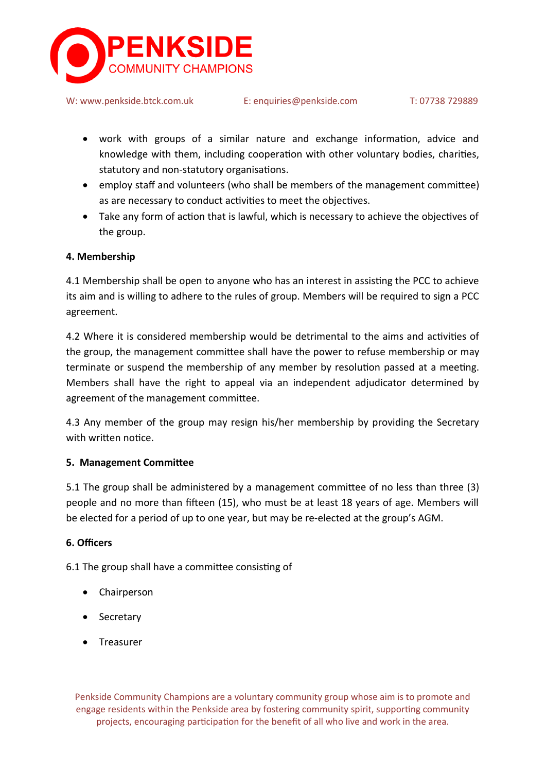- work with groups of a similar nature and exchange information, advice and knowledge with them, including cooperation with other voluntary bodies, charities, statutory and non-statutory organisations.
- employ staff and volunteers (who shall be members of the management committee) as are necessary to conduct activities to meet the objectives.
- Take any form of action that is lawful, which is necessary to achieve the objectives of the group.

**4. Membership**

4.1 Membership shall be open to anyone who has an interest in assisting the PCC to achieve its aim and is willing to adhere to the rules of group. Members will be required to sign a PCC agreement.

4.2 Where it is considered membership would be detrimental to the aims and activities of the group, the management committee shall have the power to refuse membership or may terminate or suspend the membership of any member by resolution passed at a meeting. Members shall have the right to appeal via an independent adjudicator determined by agreement of the management committee.

4.3 Any member of the group may resign his/her membership by providing the Secretary with written notice.

**5. Management Committee**

5.1 The group shall be administered by a management committee of no less than three (3) people and no more than fifteen (15), who must be at least 18 years of age. Members will be elected for a period of up to one year, but may be re-elected at the group's AGM.

**6. Officers**

6.1 The group shall have a committee consisting of

- Chairperson
- Secretary
- Treasurer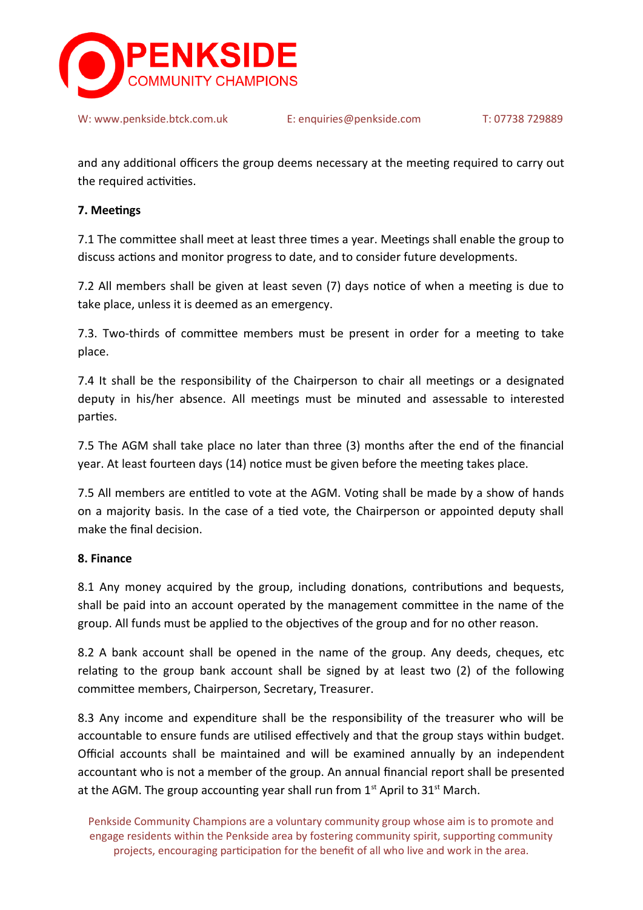and any additional officers the group deems necessary at the meeting required to carry out the required activities.

**7. Meetings**

7.1 The committee shall meet at least three times a year. Meetings shall enable the group to discuss actions and monitor progress to date, and to consider future developments.

7.2 All members shall be given at least seven (7) days notice of when a meeting is due to take place, unless it is deemed as an emergency.

7.3. Two-thirds of committee members must be present in order for a meeting to take place.

7.4 It shall be the responsibility of the Chairperson to chair all meetings or a designated deputy in his/her absence. All meetings must be minuted and assessable to interested parties.

7.5 The AGM shall take place no later than three (3) months after the end of the financial year. At least fourteen days (14) notice must be given before the meeting takes place.

7.5 All members are entitled to vote at the AGM. Voting shall be made by a show of hands on a majority basis. In the case of a tied vote, the Chairperson or appointed deputy shall make the final decision.

**8. Finance**

8.1 Any money acquired by the group, including donations, contributions and bequests, shall be paid into an account operated by the management committee in the name of the group. All funds must be applied to the objectives of the group and for no other reason.

8.2 A bank account shall be opened in the name of the group. Any deeds, cheques, etc relating to the group bank account shall be signed by at least two (2) of the following committee members, Chairperson, Secretary, Treasurer.

8.3 Any income and expenditure shall be the responsibility of the treasurer who will be accountable to ensure funds are utilised effectively and that the group stays within budget. Official accounts shall be maintained and will be examined annually by an independent accountant who is not a member of the group. An annual financial report shall be presented at the AGM. The group accounting year shall run from 1st April to 31st March.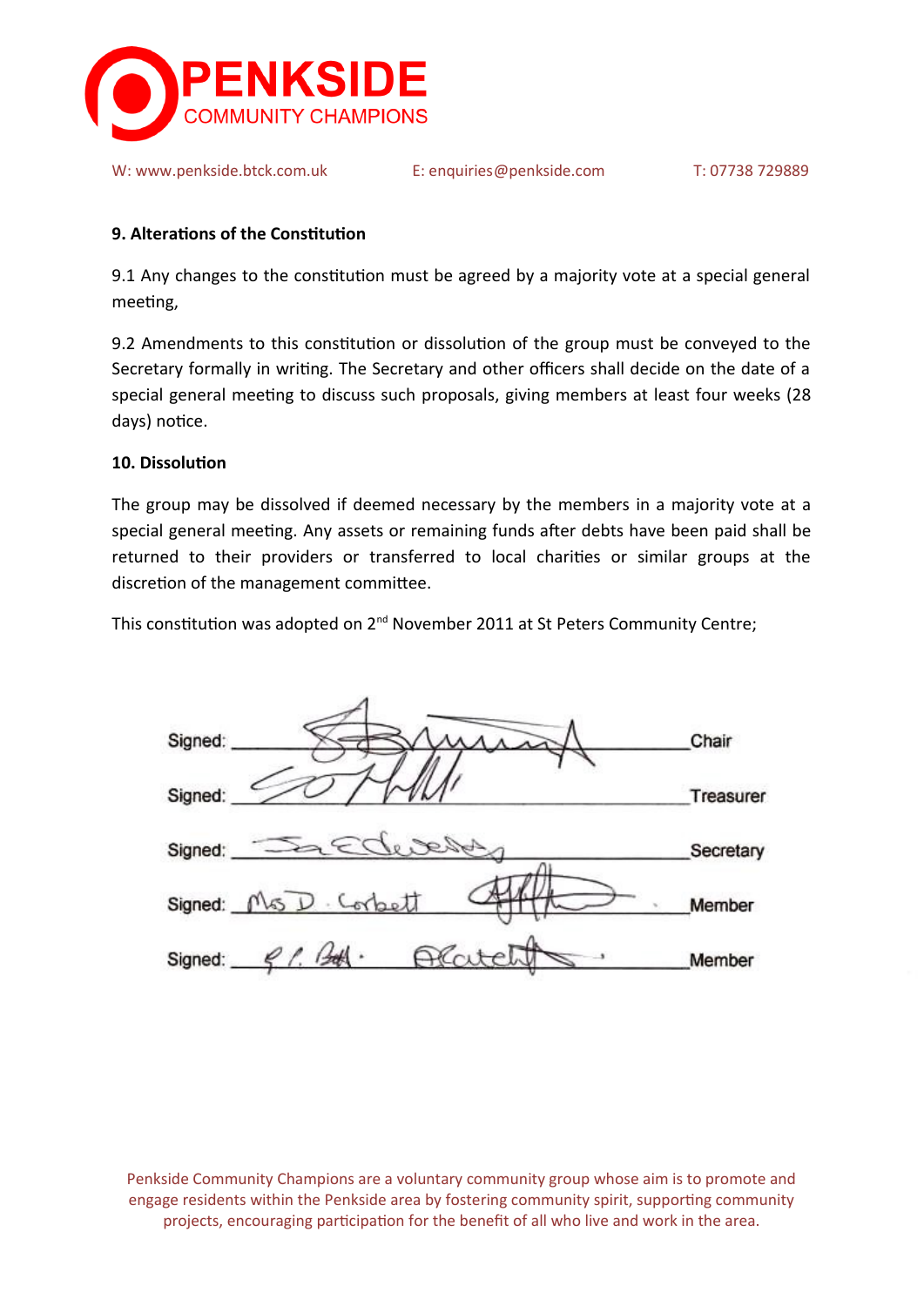## 9. Alterations of the Constitution

9.1 Any changes to the constitution must be agreed by a majority vote at a special general meeting,

9.2 Amendments to this constitution or dissolution of the group must be conveyed to the Secretary formally in writing. The Secretary and other officers shall decide on the date of a special general meeting to discuss such proposals, giving members at least four weeks (28 days) notice.

## 10. Dissolution

The group may be dissolved if deemed necessary by the members in a majority vote at a special general meeting. Any assets or remaining funds after debts have been paid shall be returned to their providers or transferred to local charities or similar groups at the discretion of the management committee.

This constitution was adopted on 2nd November 2011 at St Peters Community Centre;

Signed: ________________________ Chair

Signed: ________________________ Treasurer

Signed: ________________________ Secretary

Signed: Mrs D. Corbett ________________________ Member

Signed: ________________________ Member

Penkside Community Champions are a voluntary community group whose aim is to promote and engage residents within the Penkside area by fostering community spirit, supporting community projects, encouraging participation for the benefit of all who live and work in the area.